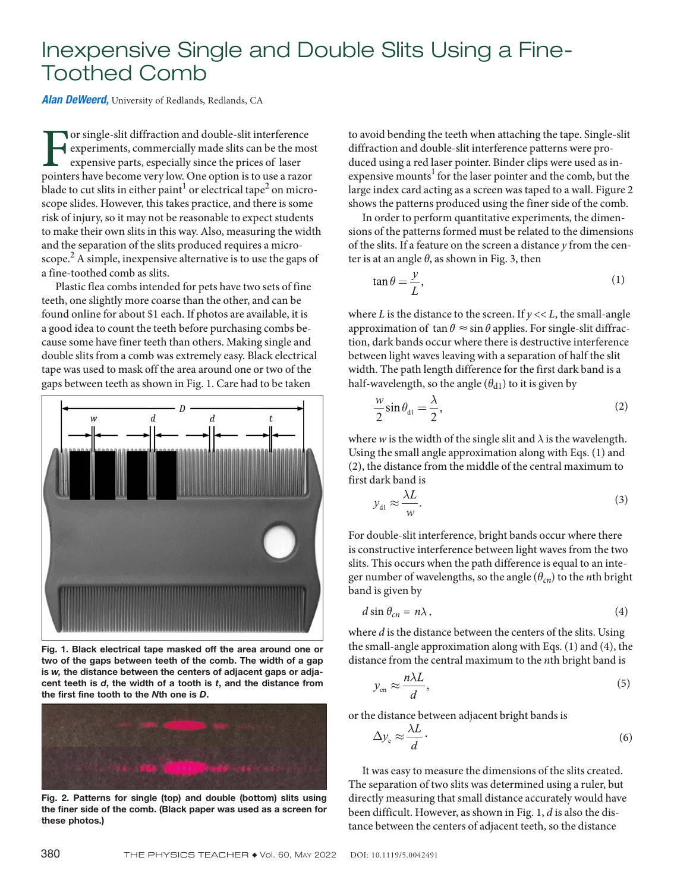# Inexpensive Single and Double Slits Using a Fine-Toothed Comb

***Alan DeWeerd,*** University of Redlands, Redlands, CA

For single-slit diffraction and double-slit interference experiments, commercially made slits can be the most expensive parts, especially since the prices of laser pointers have become very low. One option is to use a razor blade to cut slits in either paint[1] or electrical tape[2] on microscope slides. However, this takes practice, and there is some risk of injury, so it may not be reasonable to expect students to make their own slits in this way. Also, measuring the width and the separation of the slits produced requires a microscope.[2] A simple, inexpensive alternative is to use the gaps of a fine-toothed comb as slits.

Plastic flea combs intended for pets have two sets of fine teeth, one slightly more coarse than the other, and can be found online for about $1 each. If photos are available, it is a good idea to count the teeth before purchasing combs because some have finer teeth than others. Making single and double slits from a comb was extremely easy. Black electrical tape was used to mask off the area around one or two of the gaps between teeth as shown in Fig. 1. Care had to be taken to avoid bending the teeth when attaching the tape. Single-slit diffraction and double-slit interference patterns were produced using a red laser pointer. Binder clips were used as inexpensive mounts[1] for the laser pointer and the comb, but the large index card acting as a screen was taped to a wall. Figure 2 shows the patterns produced using the finer side of the comb.

**Fig. 1. Black electrical tape masked off the area around one or two of the gaps between teeth of the comb. The width of a gap is *w*, the distance between the centers of adjacent gaps or adjacent teeth is *d*, the width of a tooth is *t*, and the distance from the first fine tooth to the *N*th one is *D*.**

**Fig. 2. Patterns for single (top) and double (bottom) slits using the finer side of the comb. (Black paper was used as a screen for these photos.)**

In order to perform quantitative experiments, the dimensions of the patterns formed must be related to the dimensions of the slits. If a feature on the screen a distance $y$ from the center is at an angle $\theta$, as shown in Fig. 3, then

$$\tan\theta = \frac{y}{L}, \tag{1}$$

where $L$ is the distance to the screen. If $y << L$, the small-angle approximation of $\tan\theta \approx \sin\theta$ applies. For single-slit diffraction, dark bands occur where there is destructive interference between light waves leaving with a separation of half the slit width. The path length difference for the first dark band is a half-wavelength, so the angle ($\theta_{d1}$) to it is given by

$$\frac{w}{2}\sin\theta_{d1} = \frac{\lambda}{2}, \tag{2}$$

where $w$ is the width of the single slit and $\lambda$ is the wavelength. Using the small angle approximation along with Eqs. (1) and (2), the distance from the middle of the central maximum to first dark band is

$$y_{d1} \approx \frac{\lambda L}{w}. \tag{3}$$

For double-slit interference, bright bands occur where there is constructive interference between light waves from the two slits. This occurs when the path difference is equal to an integer number of wavelengths, so the angle ($\theta_{cn}$) to the $n$th bright band is given by

$$d\sin\theta_{cn} = n\lambda, \tag{4}$$

where $d$ is the distance between the centers of the slits. Using the small-angle approximation along with Eqs. (1) and (4), the distance from the central maximum to the $n$th bright band is

$$y_{cn} \approx \frac{n\lambda L}{d}, \tag{5}$$

or the distance between adjacent bright bands is

$$\Delta y_c \approx \frac{\lambda L}{d}. \tag{6}$$

It was easy to measure the dimensions of the slits created. The separation of two slits was determined using a ruler, but directly measuring that small distance accurately would have been difficult. However, as shown in Fig. 1, $d$ is also the distance between the centers of adjacent teeth, so the distance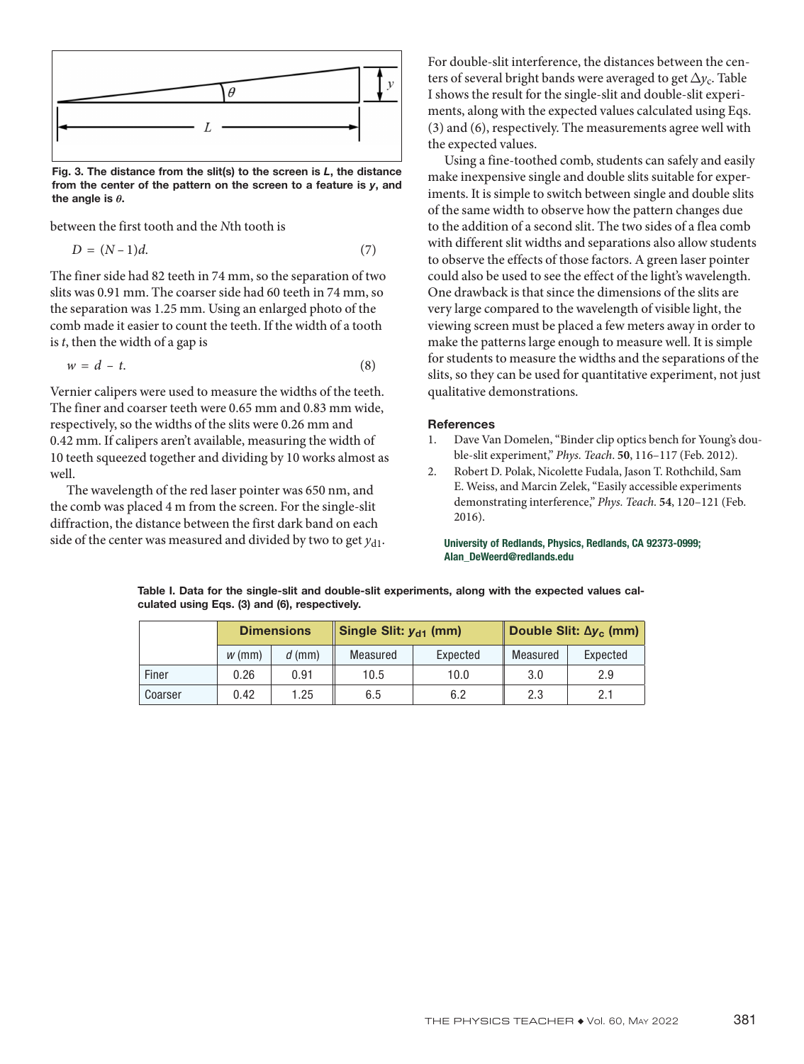Fig. 3. The distance from the slit(s) to the screen is $L$, the distance from the center of the pattern on the screen to a feature is $y$, and the angle is $\theta$.

between the first tooth and the $N$th tooth is

$$D = (N - 1)d. \tag{7}$$

The finer side had 82 teeth in 74 mm, so the separation of two slits was 0.91 mm. The coarser side had 60 teeth in 74 mm, so the separation was 1.25 mm. Using an enlarged photo of the comb made it easier to count the teeth. If the width of a tooth is $t$, then the width of a gap is

$$w = d - t. \tag{8}$$

Vernier calipers were used to measure the widths of the teeth. The finer and coarser teeth were 0.65 mm and 0.83 mm wide, respectively, so the widths of the slits were 0.26 mm and 0.42 mm. If calipers aren't available, measuring the width of 10 teeth squeezed together and dividing by 10 works almost as well.

The wavelength of the red laser pointer was 650 nm, and the comb was placed 4 m from the screen. For the single-slit diffraction, the distance between the first dark band on each side of the center was measured and divided by two to get $y_{d1}$. For double-slit interference, the distances between the centers of several bright bands were averaged to get $\Delta y_c$. Table I shows the result for the single-slit and double-slit experiments, along with the expected values calculated using Eqs. (3) and (6), respectively. The measurements agree well with the expected values.

Using a fine-toothed comb, students can safely and easily make inexpensive single and double slits suitable for experiments. It is simple to switch between single and double slits of the same width to observe how the pattern changes due to the addition of a second slit. The two sides of a flea comb with different slit widths and separations also allow students to observe the effects of those factors. A green laser pointer could also be used to see the effect of the light's wavelength. One drawback is that since the dimensions of the slits are very large compared to the wavelength of visible light, the viewing screen must be placed a few meters away in order to make the patterns large enough to measure well. It is simple for students to measure the widths and the separations of the slits, so they can be used for quantitative experiment, not just qualitative demonstrations.

## References

1. Dave Van Domelen, "Binder clip optics bench for Young's double-slit experiment," *Phys. Teach.* **50**, 116–117 (Feb. 2012).
2. Robert D. Polak, Nicolette Fudala, Jason T. Rothchild, Sam E. Weiss, and Marcin Zelek, "Easily accessible experiments demonstrating interference," *Phys. Teach.* **54**, 120–121 (Feb. 2016).

**University of Redlands, Physics, Redlands, CA 92373-0999; Alan_DeWeerd@redlands.edu**

**Table I. Data for the single-slit and double-slit experiments, along with the expected values calculated using Eqs. (3) and (6), respectively.**

| | Dimensions | | Single Slit: $y_{d1}$ (mm) | | Double Slit: $\Delta y_c$ (mm) | |
|---|---|---|---|---|---|---|
| | $w$ (mm) | $d$ (mm) | Measured | Expected | Measured | Expected |
| Finer | 0.26 | 0.91 | 10.5 | 10.0 | 3.0 | 2.9 |
| Coarser | 0.42 | 1.25 | 6.5 | 6.2 | 2.3 | 2.1 |